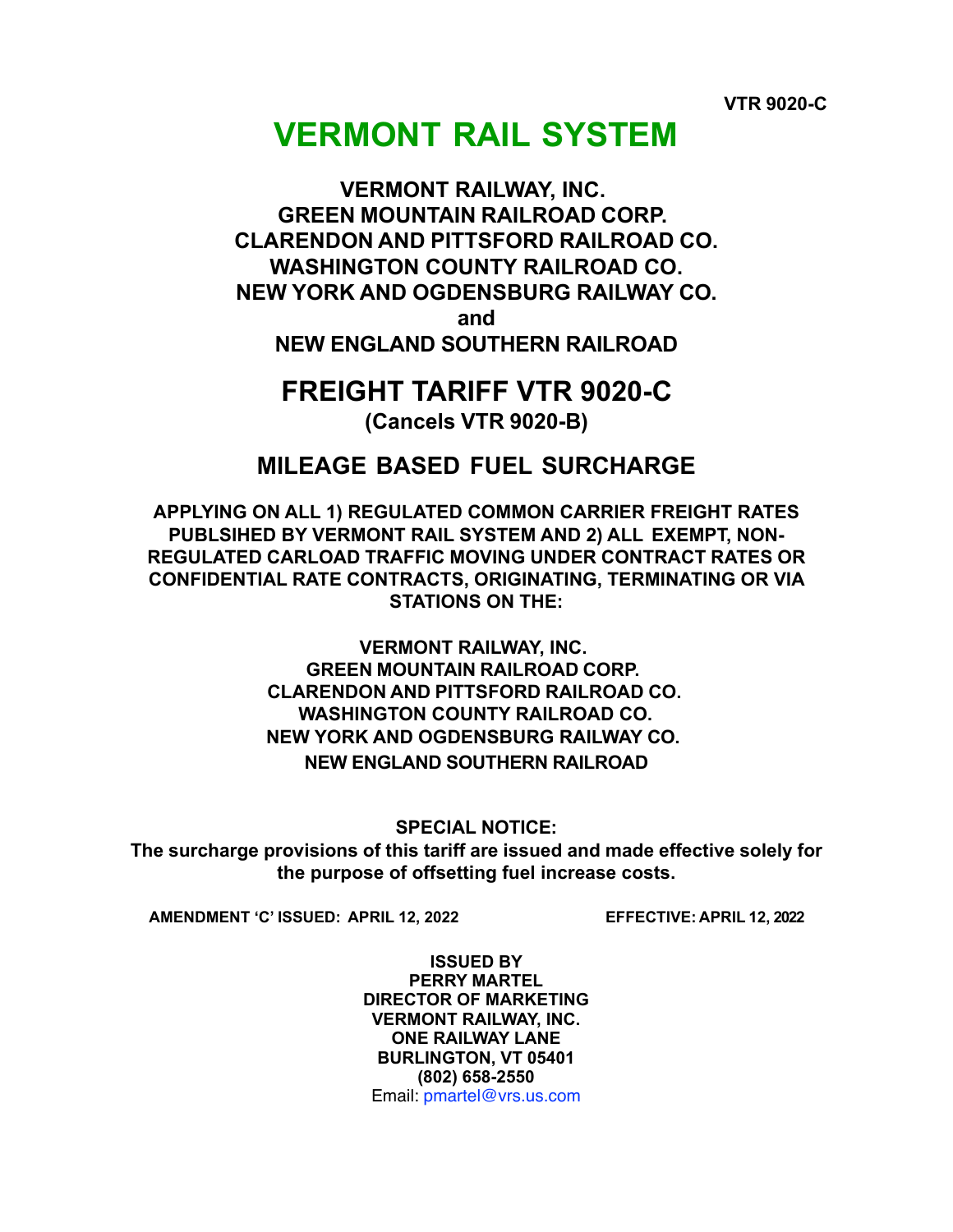VTR 9020-C

# VERMONT RAIL SYSTEM

**VERMONT RAILWAY, INC.**
**GREEN MOUNTAIN RAILROAD CORP.**
**CLARENDON AND PITTSFORD RAILROAD CO.**
**WASHINGTON COUNTY RAILROAD CO.**
**NEW YORK AND OGDENSBURG RAILWAY CO.**
**and**
**NEW ENGLAND SOUTHERN RAILROAD**

## FREIGHT TARIFF VTR 9020-C

**(Cancels VTR 9020-B)**

## MILEAGE BASED FUEL SURCHARGE

**APPLYING ON ALL 1) REGULATED COMMON CARRIER FREIGHT RATES PUBLSIHED BY VERMONT RAIL SYSTEM AND 2) ALL EXEMPT, NON-REGULATED CARLOAD TRAFFIC MOVING UNDER CONTRACT RATES OR CONFIDENTIAL RATE CONTRACTS, ORIGINATING, TERMINATING OR VIA STATIONS ON THE:**

**VERMONT RAILWAY, INC.**
**GREEN MOUNTAIN RAILROAD CORP.**
**CLARENDON AND PITTSFORD RAILROAD CO.**
**WASHINGTON COUNTY RAILROAD CO.**
**NEW YORK AND OGDENSBURG RAILWAY CO.**
**NEW ENGLAND SOUTHERN RAILROAD**

**SPECIAL NOTICE:**
**The surcharge provisions of this tariff are issued and made effective solely for the purpose of offsetting fuel increase costs.**

**AMENDMENT 'C' ISSUED: APRIL 12, 2022** **EFFECTIVE: APRIL 12, 2022**

**ISSUED BY**
**PERRY MARTEL**
**DIRECTOR OF MARKETING**
**VERMONT RAILWAY, INC.**
**ONE RAILWAY LANE**
**BURLINGTON, VT 05401**
**(802) 658-2550**
Email: pmartel@vrs.us.com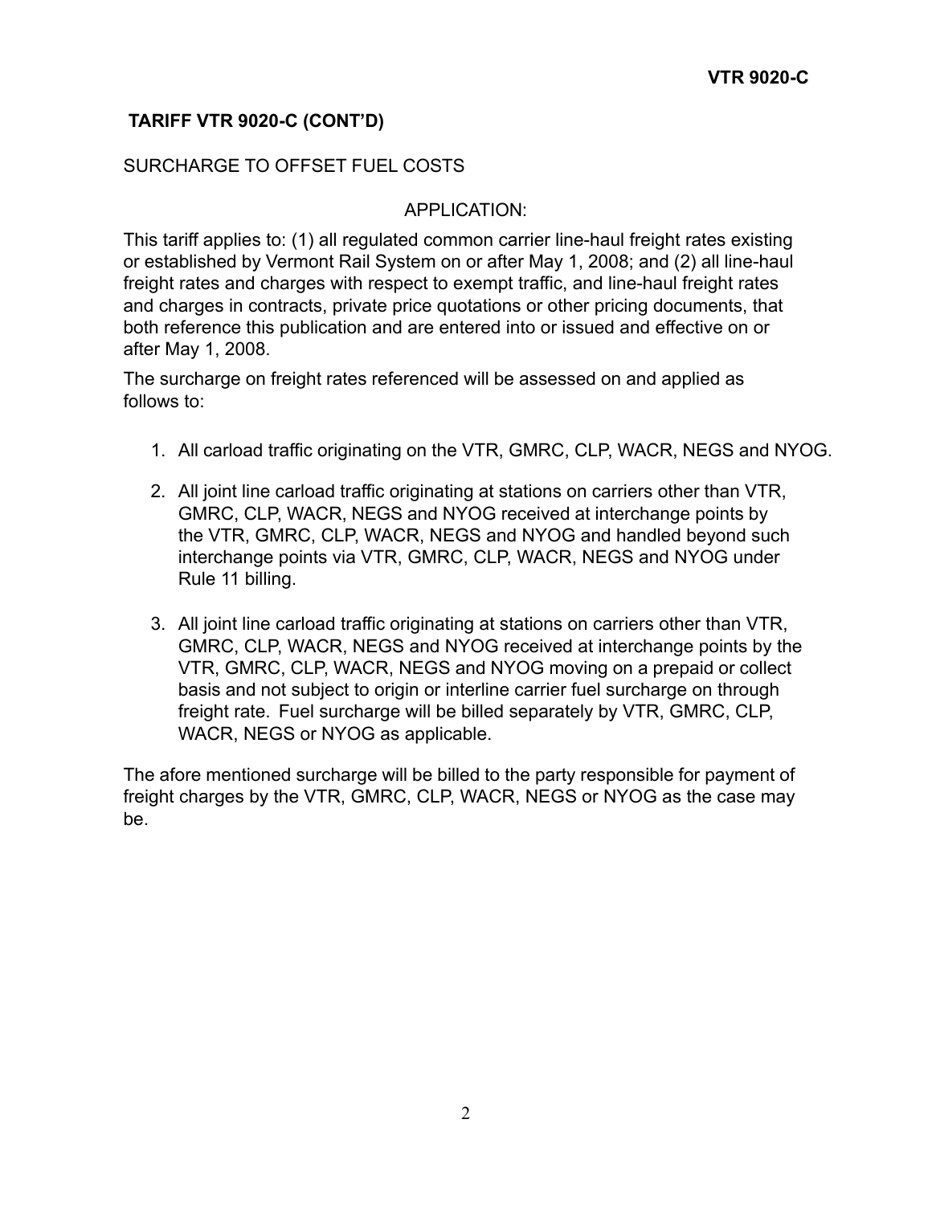## TARIFF VTR 9020-C (CONT'D)

SURCHARGE TO OFFSET FUEL COSTS

APPLICATION:

This tariff applies to: (1) all regulated common carrier line-haul freight rates existing or established by Vermont Rail System on or after May 1, 2008; and (2) all line-haul freight rates and charges with respect to exempt traffic, and line-haul freight rates and charges in contracts, private price quotations or other pricing documents, that both reference this publication and are entered into or issued and effective on or after May 1, 2008.

The surcharge on freight rates referenced will be assessed on and applied as follows to:

1. All carload traffic originating on the VTR, GMRC, CLP, WACR, NEGS and NYOG.

2. All joint line carload traffic originating at stations on carriers other than VTR, GMRC, CLP, WACR, NEGS and NYOG received at interchange points by the VTR, GMRC, CLP, WACR, NEGS and NYOG and handled beyond such interchange points via VTR, GMRC, CLP, WACR, NEGS and NYOG under Rule 11 billing.

3. All joint line carload traffic originating at stations on carriers other than VTR, GMRC, CLP, WACR, NEGS and NYOG received at interchange points by the VTR, GMRC, CLP, WACR, NEGS and NYOG moving on a prepaid or collect basis and not subject to origin or interline carrier fuel surcharge on through freight rate. Fuel surcharge will be billed separately by VTR, GMRC, CLP, WACR, NEGS or NYOG as applicable.

The afore mentioned surcharge will be billed to the party responsible for payment of freight charges by the VTR, GMRC, CLP, WACR, NEGS or NYOG as the case may be.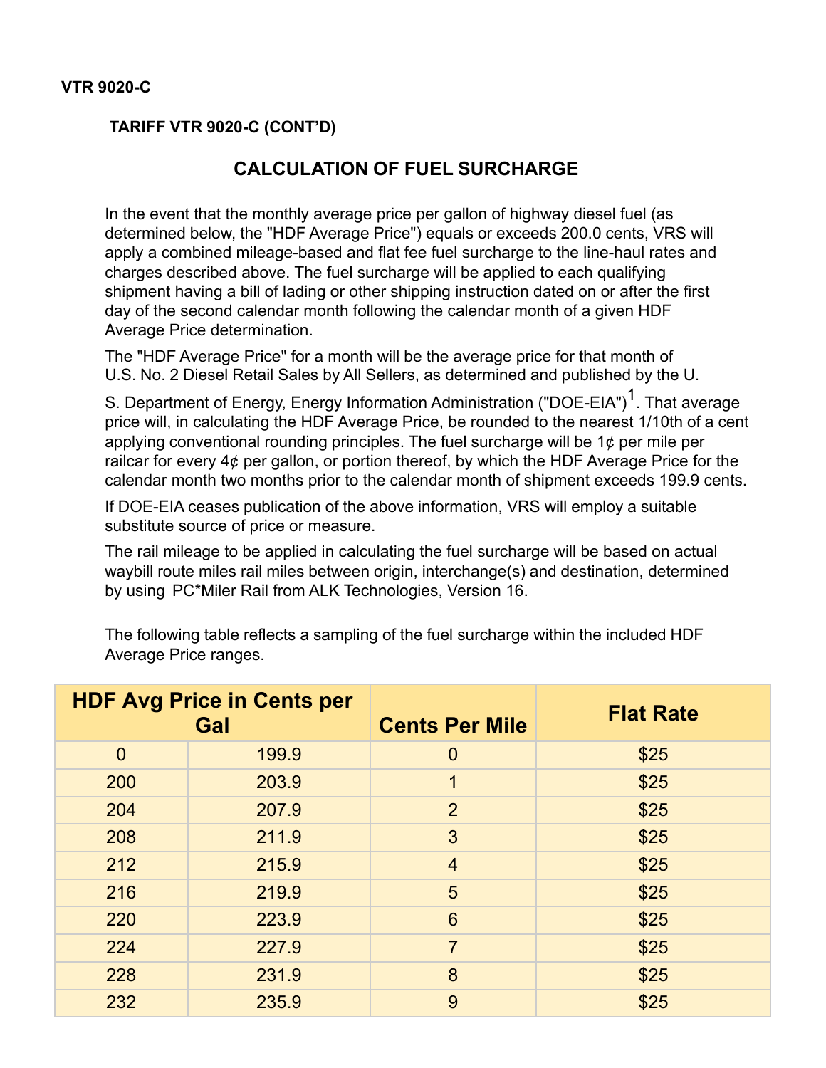**VTR 9020-C**

**TARIFF VTR 9020-C (CONT'D)**

## CALCULATION OF FUEL SURCHARGE

In the event that the monthly average price per gallon of highway diesel fuel (as determined below, the "HDF Average Price") equals or exceeds 200.0 cents, VRS will apply a combined mileage-based and flat fee fuel surcharge to the line-haul rates and charges described above. The fuel surcharge will be applied to each qualifying shipment having a bill of lading or other shipping instruction dated on or after the first day of the second calendar month following the calendar month of a given HDF Average Price determination.

The "HDF Average Price" for a month will be the average price for that month of U.S. No. 2 Diesel Retail Sales by All Sellers, as determined and published by the U. S. Department of Energy, Energy Information Administration ("DOE-EIA")[1]. That average price will, in calculating the HDF Average Price, be rounded to the nearest 1/10th of a cent applying conventional rounding principles. The fuel surcharge will be 1¢ per mile per railcar for every 4¢ per gallon, or portion thereof, by which the HDF Average Price for the calendar month two months prior to the calendar month of shipment exceeds 199.9 cents.

If DOE-EIA ceases publication of the above information, VRS will employ a suitable substitute source of price or measure.

The rail mileage to be applied in calculating the fuel surcharge will be based on actual waybill route miles rail miles between origin, interchange(s) and destination, determined by using PC*Miler Rail from ALK Technologies, Version 16.

The following table reflects a sampling of the fuel surcharge within the included HDF Average Price ranges.

| HDF Avg Price in Cents per Gal | | Cents Per Mile | Flat Rate |
|---|---|---|---|
| 0 | 199.9 | 0 | $25 |
| 200 | 203.9 | 1 | $25 |
| 204 | 207.9 | 2 | $25 |
| 208 | 211.9 | 3 | $25 |
| 212 | 215.9 | 4 | $25 |
| 216 | 219.9 | 5 | $25 |
| 220 | 223.9 | 6 | $25 |
| 224 | 227.9 | 7 | $25 |
| 228 | 231.9 | 8 | $25 |
| 232 | 235.9 | 9 | $25 |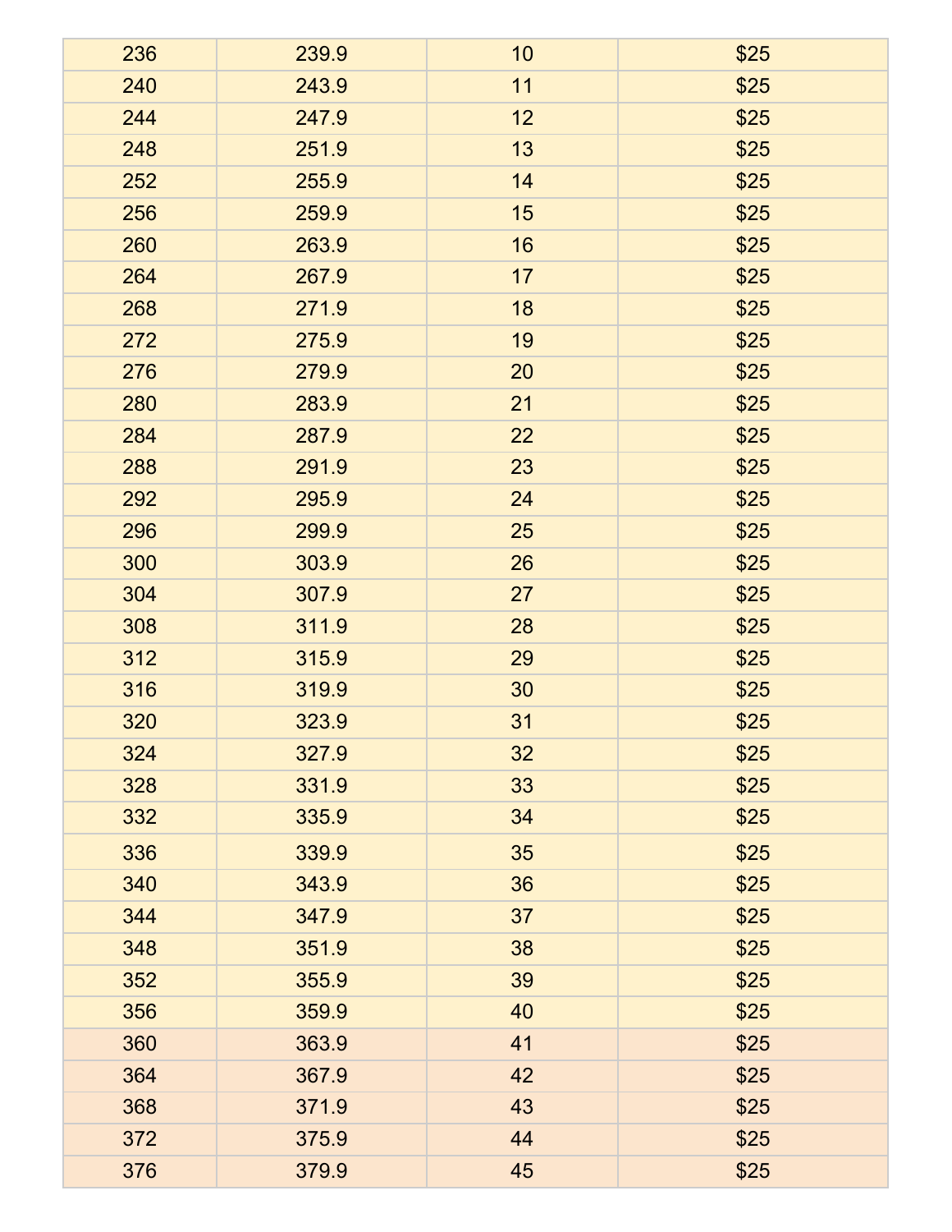| 236 | 239.9 | 10 | $25 |
|---|---|---|---|
| 240 | 243.9 | 11 | $25 |
| 244 | 247.9 | 12 | $25 |
| 248 | 251.9 | 13 | $25 |
| 252 | 255.9 | 14 | $25 |
| 256 | 259.9 | 15 | $25 |
| 260 | 263.9 | 16 | $25 |
| 264 | 267.9 | 17 | $25 |
| 268 | 271.9 | 18 | $25 |
| 272 | 275.9 | 19 | $25 |
| 276 | 279.9 | 20 | $25 |
| 280 | 283.9 | 21 | $25 |
| 284 | 287.9 | 22 | $25 |
| 288 | 291.9 | 23 | $25 |
| 292 | 295.9 | 24 | $25 |
| 296 | 299.9 | 25 | $25 |
| 300 | 303.9 | 26 | $25 |
| 304 | 307.9 | 27 | $25 |
| 308 | 311.9 | 28 | $25 |
| 312 | 315.9 | 29 | $25 |
| 316 | 319.9 | 30 | $25 |
| 320 | 323.9 | 31 | $25 |
| 324 | 327.9 | 32 | $25 |
| 328 | 331.9 | 33 | $25 |
| 332 | 335.9 | 34 | $25 |
| 336 | 339.9 | 35 | $25 |
| 340 | 343.9 | 36 | $25 |
| 344 | 347.9 | 37 | $25 |
| 348 | 351.9 | 38 | $25 |
| 352 | 355.9 | 39 | $25 |
| 356 | 359.9 | 40 | $25 |
| 360 | 363.9 | 41 | $25 |
| 364 | 367.9 | 42 | $25 |
| 368 | 371.9 | 43 | $25 |
| 372 | 375.9 | 44 | $25 |
| 376 | 379.9 | 45 | $25 |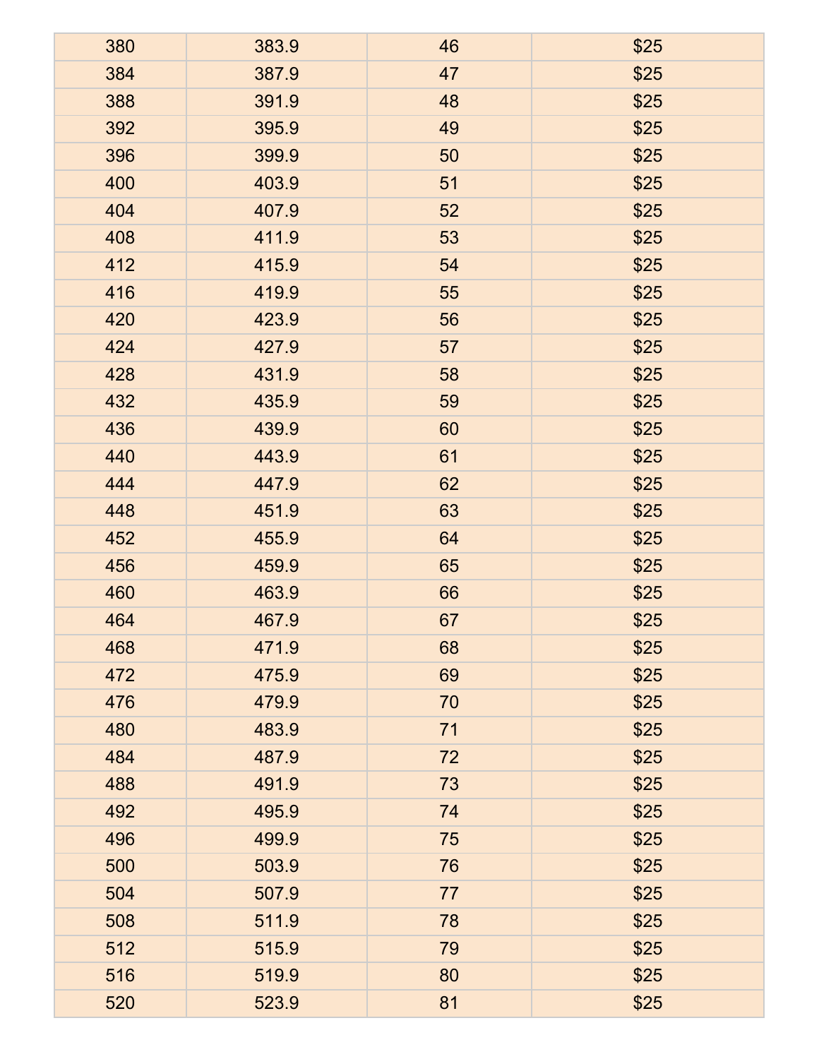| 380 | 383.9 | 46 | $25 |
|---|---|---|---|
| 384 | 387.9 | 47 | $25 |
| 388 | 391.9 | 48 | $25 |
| 392 | 395.9 | 49 | $25 |
| 396 | 399.9 | 50 | $25 |
| 400 | 403.9 | 51 | $25 |
| 404 | 407.9 | 52 | $25 |
| 408 | 411.9 | 53 | $25 |
| 412 | 415.9 | 54 | $25 |
| 416 | 419.9 | 55 | $25 |
| 420 | 423.9 | 56 | $25 |
| 424 | 427.9 | 57 | $25 |
| 428 | 431.9 | 58 | $25 |
| 432 | 435.9 | 59 | $25 |
| 436 | 439.9 | 60 | $25 |
| 440 | 443.9 | 61 | $25 |
| 444 | 447.9 | 62 | $25 |
| 448 | 451.9 | 63 | $25 |
| 452 | 455.9 | 64 | $25 |
| 456 | 459.9 | 65 | $25 |
| 460 | 463.9 | 66 | $25 |
| 464 | 467.9 | 67 | $25 |
| 468 | 471.9 | 68 | $25 |
| 472 | 475.9 | 69 | $25 |
| 476 | 479.9 | 70 | $25 |
| 480 | 483.9 | 71 | $25 |
| 484 | 487.9 | 72 | $25 |
| 488 | 491.9 | 73 | $25 |
| 492 | 495.9 | 74 | $25 |
| 496 | 499.9 | 75 | $25 |
| 500 | 503.9 | 76 | $25 |
| 504 | 507.9 | 77 | $25 |
| 508 | 511.9 | 78 | $25 |
| 512 | 515.9 | 79 | $25 |
| 516 | 519.9 | 80 | $25 |
| 520 | 523.9 | 81 | $25 |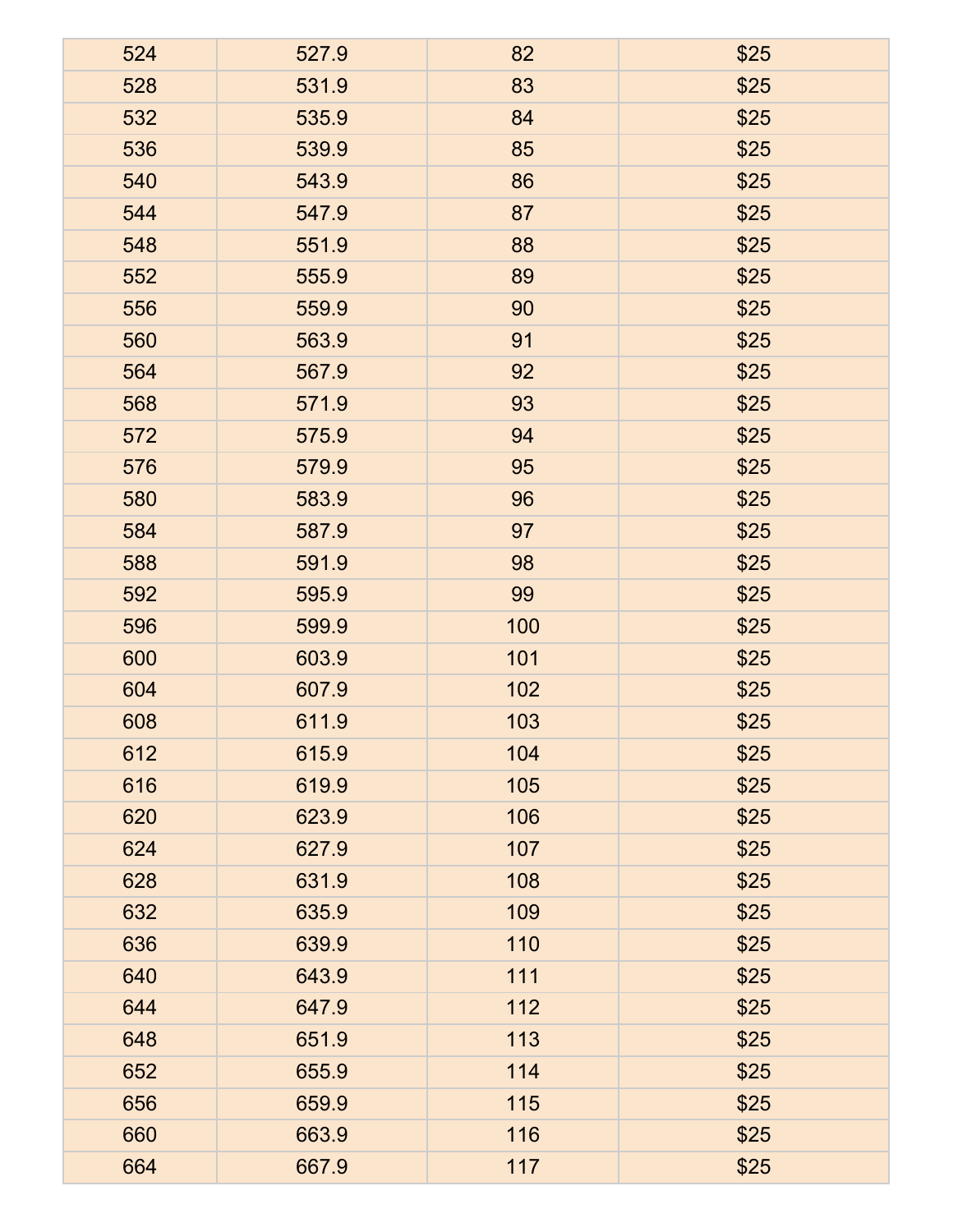| 524 | 527.9 | 82 | $25 |
|---|---|---|---|
| 528 | 531.9 | 83 | $25 |
| 532 | 535.9 | 84 | $25 |
| 536 | 539.9 | 85 | $25 |
| 540 | 543.9 | 86 | $25 |
| 544 | 547.9 | 87 | $25 |
| 548 | 551.9 | 88 | $25 |
| 552 | 555.9 | 89 | $25 |
| 556 | 559.9 | 90 | $25 |
| 560 | 563.9 | 91 | $25 |
| 564 | 567.9 | 92 | $25 |
| 568 | 571.9 | 93 | $25 |
| 572 | 575.9 | 94 | $25 |
| 576 | 579.9 | 95 | $25 |
| 580 | 583.9 | 96 | $25 |
| 584 | 587.9 | 97 | $25 |
| 588 | 591.9 | 98 | $25 |
| 592 | 595.9 | 99 | $25 |
| 596 | 599.9 | 100 | $25 |
| 600 | 603.9 | 101 | $25 |
| 604 | 607.9 | 102 | $25 |
| 608 | 611.9 | 103 | $25 |
| 612 | 615.9 | 104 | $25 |
| 616 | 619.9 | 105 | $25 |
| 620 | 623.9 | 106 | $25 |
| 624 | 627.9 | 107 | $25 |
| 628 | 631.9 | 108 | $25 |
| 632 | 635.9 | 109 | $25 |
| 636 | 639.9 | 110 | $25 |
| 640 | 643.9 | 111 | $25 |
| 644 | 647.9 | 112 | $25 |
| 648 | 651.9 | 113 | $25 |
| 652 | 655.9 | 114 | $25 |
| 656 | 659.9 | 115 | $25 |
| 660 | 663.9 | 116 | $25 |
| 664 | 667.9 | 117 | $25 |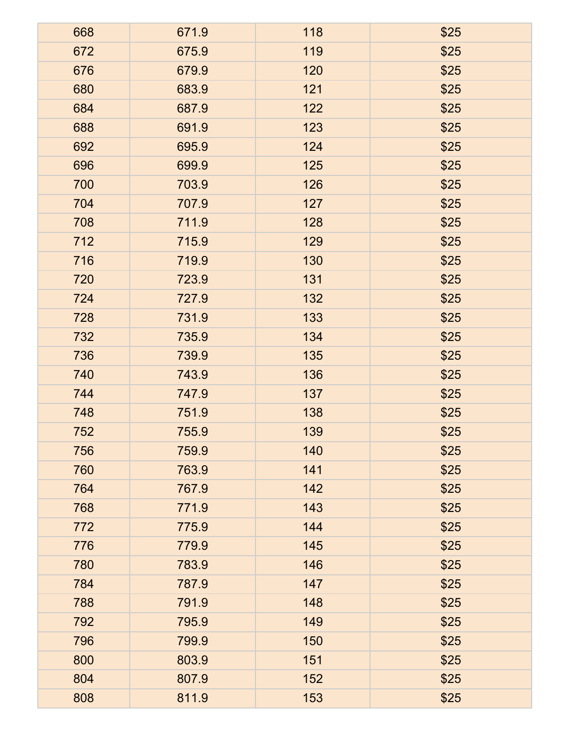| | | | |
|---|---|---|---|
| 668 | 671.9 | 118 | $25 |
| 672 | 675.9 | 119 | $25 |
| 676 | 679.9 | 120 | $25 |
| 680 | 683.9 | 121 | $25 |
| 684 | 687.9 | 122 | $25 |
| 688 | 691.9 | 123 | $25 |
| 692 | 695.9 | 124 | $25 |
| 696 | 699.9 | 125 | $25 |
| 700 | 703.9 | 126 | $25 |
| 704 | 707.9 | 127 | $25 |
| 708 | 711.9 | 128 | $25 |
| 712 | 715.9 | 129 | $25 |
| 716 | 719.9 | 130 | $25 |
| 720 | 723.9 | 131 | $25 |
| 724 | 727.9 | 132 | $25 |
| 728 | 731.9 | 133 | $25 |
| 732 | 735.9 | 134 | $25 |
| 736 | 739.9 | 135 | $25 |
| 740 | 743.9 | 136 | $25 |
| 744 | 747.9 | 137 | $25 |
| 748 | 751.9 | 138 | $25 |
| 752 | 755.9 | 139 | $25 |
| 756 | 759.9 | 140 | $25 |
| 760 | 763.9 | 141 | $25 |
| 764 | 767.9 | 142 | $25 |
| 768 | 771.9 | 143 | $25 |
| 772 | 775.9 | 144 | $25 |
| 776 | 779.9 | 145 | $25 |
| 780 | 783.9 | 146 | $25 |
| 784 | 787.9 | 147 | $25 |
| 788 | 791.9 | 148 | $25 |
| 792 | 795.9 | 149 | $25 |
| 796 | 799.9 | 150 | $25 |
| 800 | 803.9 | 151 | $25 |
| 804 | 807.9 | 152 | $25 |
| 808 | 811.9 | 153 | $25 |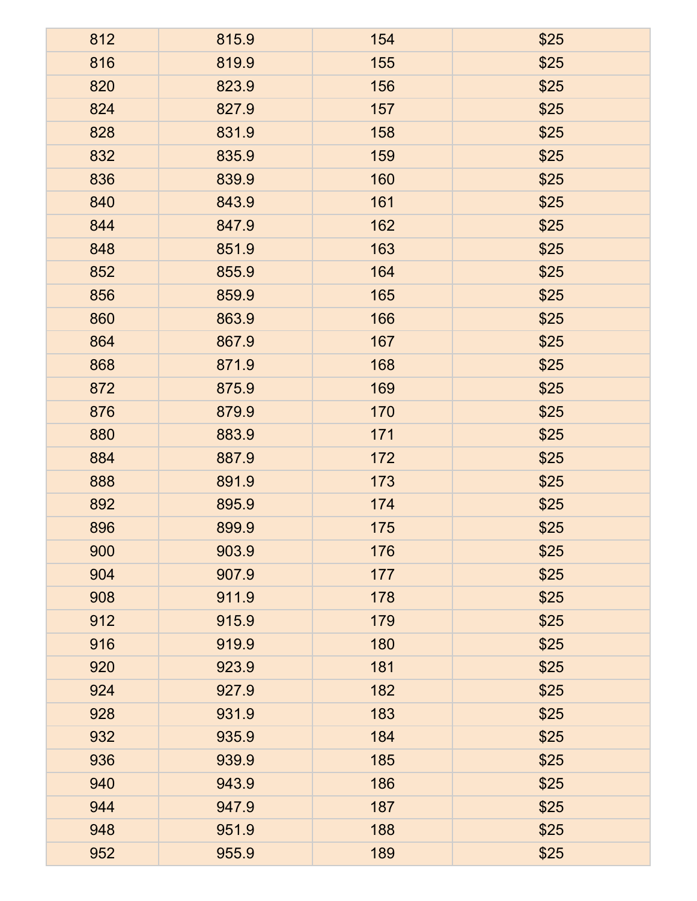| | | | |
|---|---|---|---|
| 812 | 815.9 | 154 | $25 |
| 816 | 819.9 | 155 | $25 |
| 820 | 823.9 | 156 | $25 |
| 824 | 827.9 | 157 | $25 |
| 828 | 831.9 | 158 | $25 |
| 832 | 835.9 | 159 | $25 |
| 836 | 839.9 | 160 | $25 |
| 840 | 843.9 | 161 | $25 |
| 844 | 847.9 | 162 | $25 |
| 848 | 851.9 | 163 | $25 |
| 852 | 855.9 | 164 | $25 |
| 856 | 859.9 | 165 | $25 |
| 860 | 863.9 | 166 | $25 |
| 864 | 867.9 | 167 | $25 |
| 868 | 871.9 | 168 | $25 |
| 872 | 875.9 | 169 | $25 |
| 876 | 879.9 | 170 | $25 |
| 880 | 883.9 | 171 | $25 |
| 884 | 887.9 | 172 | $25 |
| 888 | 891.9 | 173 | $25 |
| 892 | 895.9 | 174 | $25 |
| 896 | 899.9 | 175 | $25 |
| 900 | 903.9 | 176 | $25 |
| 904 | 907.9 | 177 | $25 |
| 908 | 911.9 | 178 | $25 |
| 912 | 915.9 | 179 | $25 |
| 916 | 919.9 | 180 | $25 |
| 920 | 923.9 | 181 | $25 |
| 924 | 927.9 | 182 | $25 |
| 928 | 931.9 | 183 | $25 |
| 932 | 935.9 | 184 | $25 |
| 936 | 939.9 | 185 | $25 |
| 940 | 943.9 | 186 | $25 |
| 944 | 947.9 | 187 | $25 |
| 948 | 951.9 | 188 | $25 |
| 952 | 955.9 | 189 | $25 |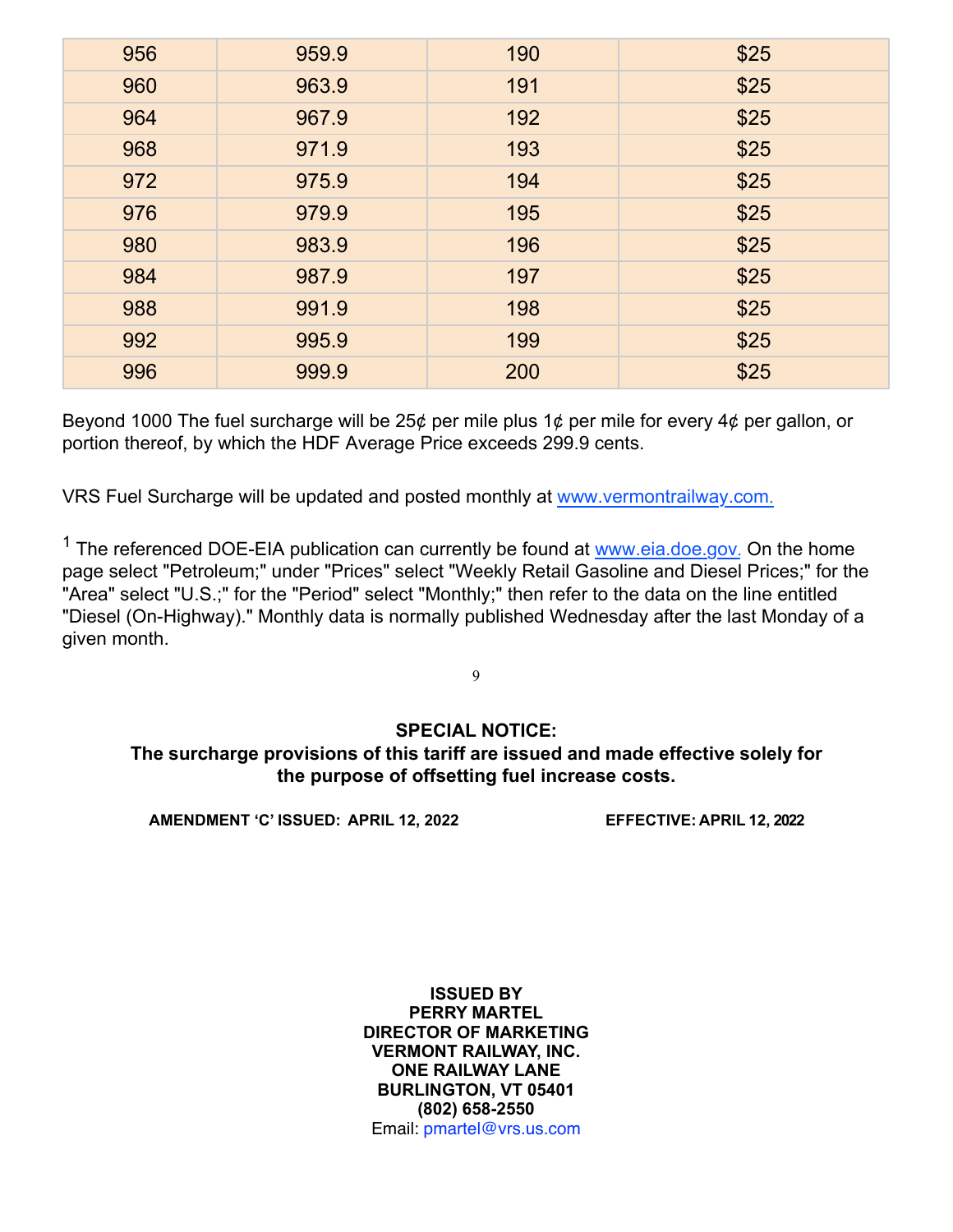| | | | |
|---|---|---|---|
| 956 | 959.9 | 190 | $25 |
| 960 | 963.9 | 191 | $25 |
| 964 | 967.9 | 192 | $25 |
| 968 | 971.9 | 193 | $25 |
| 972 | 975.9 | 194 | $25 |
| 976 | 979.9 | 195 | $25 |
| 980 | 983.9 | 196 | $25 |
| 984 | 987.9 | 197 | $25 |
| 988 | 991.9 | 198 | $25 |
| 992 | 995.9 | 199 | $25 |
| 996 | 999.9 | 200 | $25 |

Beyond 1000 The fuel surcharge will be 25¢ per mile plus 1¢ per mile for every 4¢ per gallon, or portion thereof, by which the HDF Average Price exceeds 299.9 cents.

VRS Fuel Surcharge will be updated and posted monthly at www.vermontrailway.com.

[1] The referenced DOE-EIA publication can currently be found at www.eia.doe.gov. On the home page select "Petroleum;" under "Prices" select "Weekly Retail Gasoline and Diesel Prices;" for the "Area" select "U.S.;" for the "Period" select "Monthly;" then refer to the data on the line entitled "Diesel (On-Highway)." Monthly data is normally published Wednesday after the last Monday of a given month.

**SPECIAL NOTICE:**
**The surcharge provisions of this tariff are issued and made effective solely for the purpose of offsetting fuel increase costs.**

**AMENDMENT 'C' ISSUED: APRIL 12, 2022** **EFFECTIVE: APRIL 12, 2022**

**ISSUED BY**
**PERRY MARTEL**
**DIRECTOR OF MARKETING**
**VERMONT RAILWAY, INC.**
**ONE RAILWAY LANE**
**BURLINGTON, VT 05401**
**(802) 658-2550**
Email: pmartel@vrs.us.com